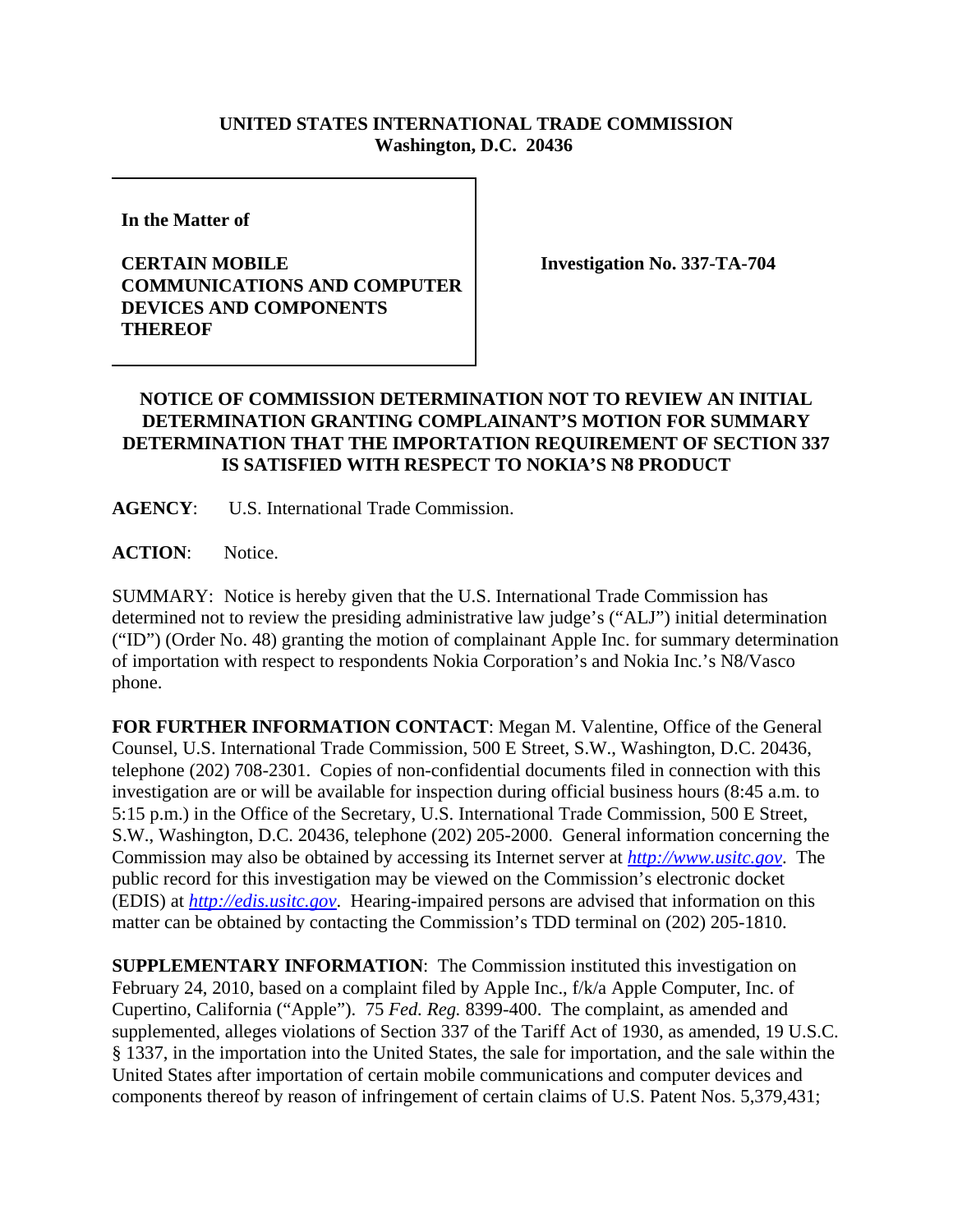**UNITED STATES INTERNATIONAL TRADE COMMISSION**
**Washington, D.C. 20436**

**In the Matter of**

**CERTAIN MOBILE COMMUNICATIONS AND COMPUTER DEVICES AND COMPONENTS THEREOF**

**Investigation No. 337-TA-704**

## NOTICE OF COMMISSION DETERMINATION NOT TO REVIEW AN INITIAL DETERMINATION GRANTING COMPLAINANT'S MOTION FOR SUMMARY DETERMINATION THAT THE IMPORTATION REQUIREMENT OF SECTION 337 IS SATISFIED WITH RESPECT TO NOKIA'S N8 PRODUCT

**AGENCY**: U.S. International Trade Commission.

**ACTION**: Notice.

SUMMARY: Notice is hereby given that the U.S. International Trade Commission has determined not to review the presiding administrative law judge's ("ALJ") initial determination ("ID") (Order No. 48) granting the motion of complainant Apple Inc. for summary determination of importation with respect to respondents Nokia Corporation's and Nokia Inc.'s N8/Vasco phone.

**FOR FURTHER INFORMATION CONTACT**: Megan M. Valentine, Office of the General Counsel, U.S. International Trade Commission, 500 E Street, S.W., Washington, D.C. 20436, telephone (202) 708-2301. Copies of non-confidential documents filed in connection with this investigation are or will be available for inspection during official business hours (8:45 a.m. to 5:15 p.m.) in the Office of the Secretary, U.S. International Trade Commission, 500 E Street, S.W., Washington, D.C. 20436, telephone (202) 205-2000. General information concerning the Commission may also be obtained by accessing its Internet server at *http://www.usitc.gov*. The public record for this investigation may be viewed on the Commission's electronic docket (EDIS) at *http://edis.usitc.gov*. Hearing-impaired persons are advised that information on this matter can be obtained by contacting the Commission's TDD terminal on (202) 205-1810.

**SUPPLEMENTARY INFORMATION**: The Commission instituted this investigation on February 24, 2010, based on a complaint filed by Apple Inc., f/k/a Apple Computer, Inc. of Cupertino, California ("Apple"). 75 *Fed. Reg.* 8399-400. The complaint, as amended and supplemented, alleges violations of Section 337 of the Tariff Act of 1930, as amended, 19 U.S.C. § 1337, in the importation into the United States, the sale for importation, and the sale within the United States after importation of certain mobile communications and computer devices and components thereof by reason of infringement of certain claims of U.S. Patent Nos. 5,379,431;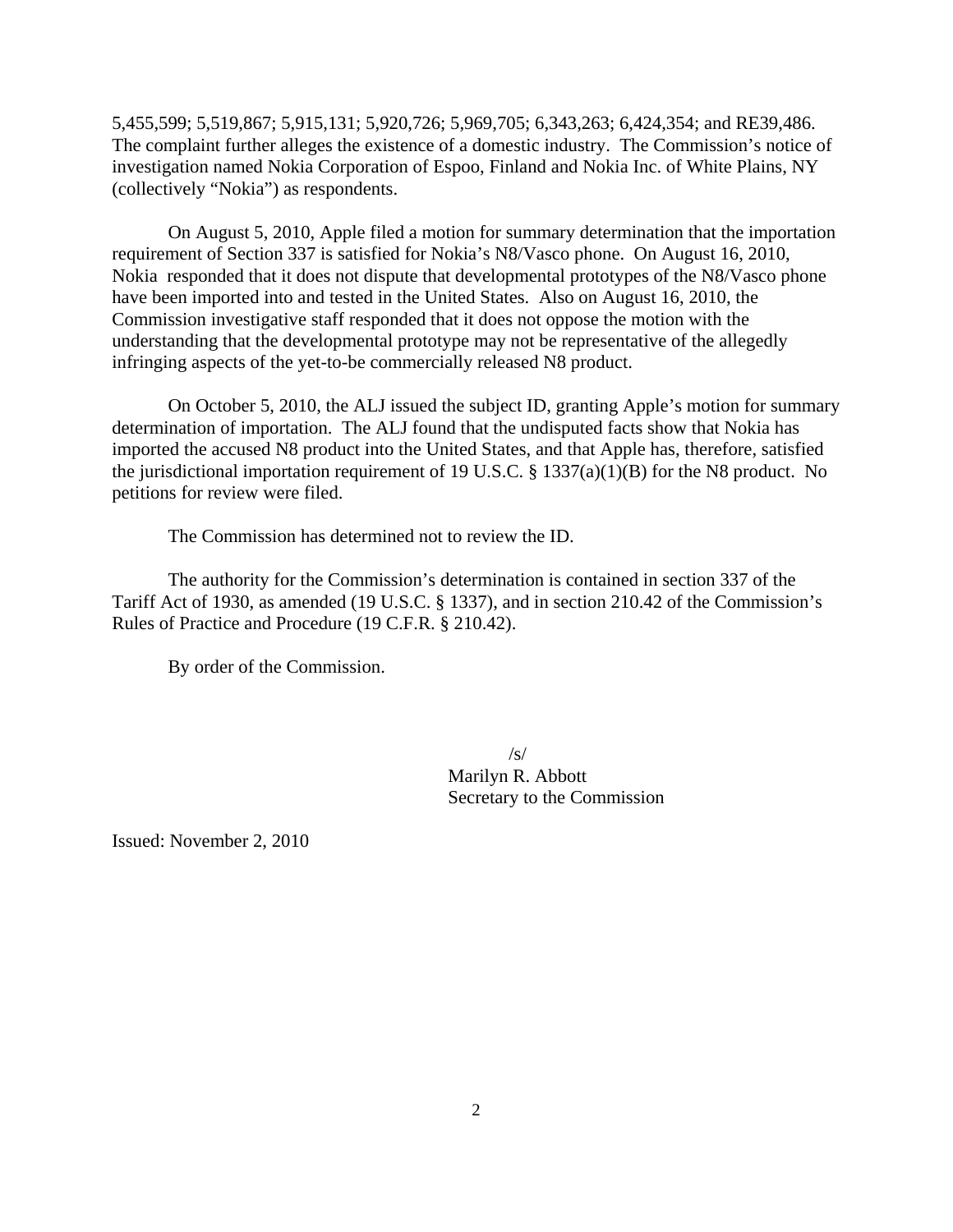5,455,599; 5,519,867; 5,915,131; 5,920,726; 5,969,705; 6,343,263; 6,424,354; and RE39,486. The complaint further alleges the existence of a domestic industry. The Commission's notice of investigation named Nokia Corporation of Espoo, Finland and Nokia Inc. of White Plains, NY (collectively "Nokia") as respondents.

On August 5, 2010, Apple filed a motion for summary determination that the importation requirement of Section 337 is satisfied for Nokia's N8/Vasco phone. On August 16, 2010, Nokia responded that it does not dispute that developmental prototypes of the N8/Vasco phone have been imported into and tested in the United States. Also on August 16, 2010, the Commission investigative staff responded that it does not oppose the motion with the understanding that the developmental prototype may not be representative of the allegedly infringing aspects of the yet-to-be commercially released N8 product.

On October 5, 2010, the ALJ issued the subject ID, granting Apple's motion for summary determination of importation. The ALJ found that the undisputed facts show that Nokia has imported the accused N8 product into the United States, and that Apple has, therefore, satisfied the jurisdictional importation requirement of 19 U.S.C. § 1337(a)(1)(B) for the N8 product. No petitions for review were filed.

The Commission has determined not to review the ID.

The authority for the Commission's determination is contained in section 337 of the Tariff Act of 1930, as amended (19 U.S.C. § 1337), and in section 210.42 of the Commission's Rules of Practice and Procedure (19 C.F.R. § 210.42).

By order of the Commission.

/s/
Marilyn R. Abbott
Secretary to the Commission

Issued: November 2, 2010